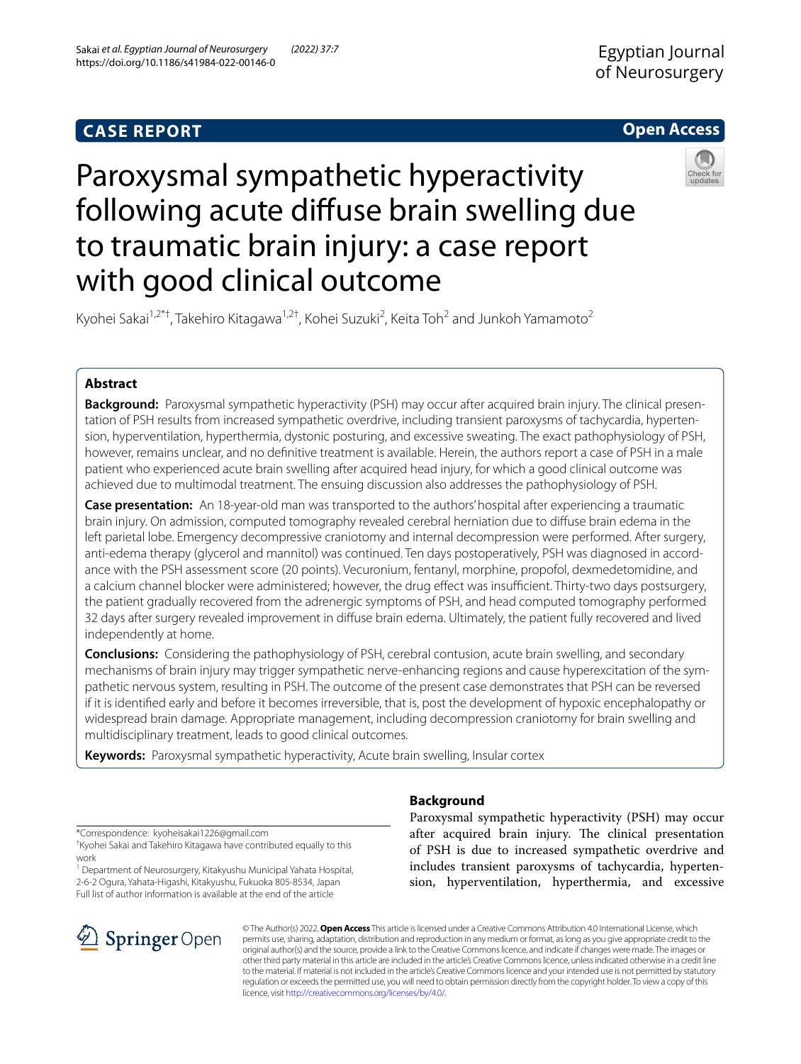CASE REPORT

Open Access

# Paroxysmal sympathetic hyperactivity following acute diffuse brain swelling due to traumatic brain injury: a case report with good clinical outcome

Kyohei Sakai[1,2*†], Takehiro Kitagawa[1,2†], Kohei Suzuki[2], Keita Toh[2] and Junkoh Yamamoto[2]

## Abstract

**Background:** Paroxysmal sympathetic hyperactivity (PSH) may occur after acquired brain injury. The clinical presentation of PSH results from increased sympathetic overdrive, including transient paroxysms of tachycardia, hypertension, hyperventilation, hyperthermia, dystonic posturing, and excessive sweating. The exact pathophysiology of PSH, however, remains unclear, and no definitive treatment is available. Herein, the authors report a case of PSH in a male patient who experienced acute brain swelling after acquired head injury, for which a good clinical outcome was achieved due to multimodal treatment. The ensuing discussion also addresses the pathophysiology of PSH.

**Case presentation:** An 18-year-old man was transported to the authors' hospital after experiencing a traumatic brain injury. On admission, computed tomography revealed cerebral herniation due to diffuse brain edema in the left parietal lobe. Emergency decompressive craniotomy and internal decompression were performed. After surgery, anti-edema therapy (glycerol and mannitol) was continued. Ten days postoperatively, PSH was diagnosed in accordance with the PSH assessment score (20 points). Vecuronium, fentanyl, morphine, propofol, dexmedetomidine, and a calcium channel blocker were administered; however, the drug effect was insufficient. Thirty-two days postsurgery, the patient gradually recovered from the adrenergic symptoms of PSH, and head computed tomography performed 32 days after surgery revealed improvement in diffuse brain edema. Ultimately, the patient fully recovered and lived independently at home.

**Conclusions:** Considering the pathophysiology of PSH, cerebral contusion, acute brain swelling, and secondary mechanisms of brain injury may trigger sympathetic nerve-enhancing regions and cause hyperexcitation of the sympathetic nervous system, resulting in PSH. The outcome of the present case demonstrates that PSH can be reversed if it is identified early and before it becomes irreversible, that is, post the development of hypoxic encephalopathy or widespread brain damage. Appropriate management, including decompression craniotomy for brain swelling and multidisciplinary treatment, leads to good clinical outcomes.

**Keywords:** Paroxysmal sympathetic hyperactivity, Acute brain swelling, Insular cortex

*Correspondence: kyoheisakai1226@gmail.com

†Kyohei Sakai and Takehiro Kitagawa have contributed equally to this work

[1] Department of Neurosurgery, Kitakyushu Municipal Yahata Hospital, 2-6-2 Ogura, Yahata-Higashi, Kitakyushu, Fukuoka 805-8534, Japan

Full list of author information is available at the end of the article

## Background

Paroxysmal sympathetic hyperactivity (PSH) may occur after acquired brain injury. The clinical presentation of PSH is due to increased sympathetic overdrive and includes transient paroxysms of tachycardia, hypertension, hyperventilation, hyperthermia, and excessive

© The Author(s) 2022. **Open Access** This article is licensed under a Creative Commons Attribution 4.0 International License, which permits use, sharing, adaptation, distribution and reproduction in any medium or format, as long as you give appropriate credit to the original author(s) and the source, provide a link to the Creative Commons licence, and indicate if changes were made. The images or other third party material in this article are included in the article's Creative Commons licence, unless indicated otherwise in a credit line to the material. If material is not included in the article's Creative Commons licence and your intended use is not permitted by statutory regulation or exceeds the permitted use, you will need to obtain permission directly from the copyright holder. To view a copy of this licence, visit http://creativecommons.org/licenses/by/4.0/.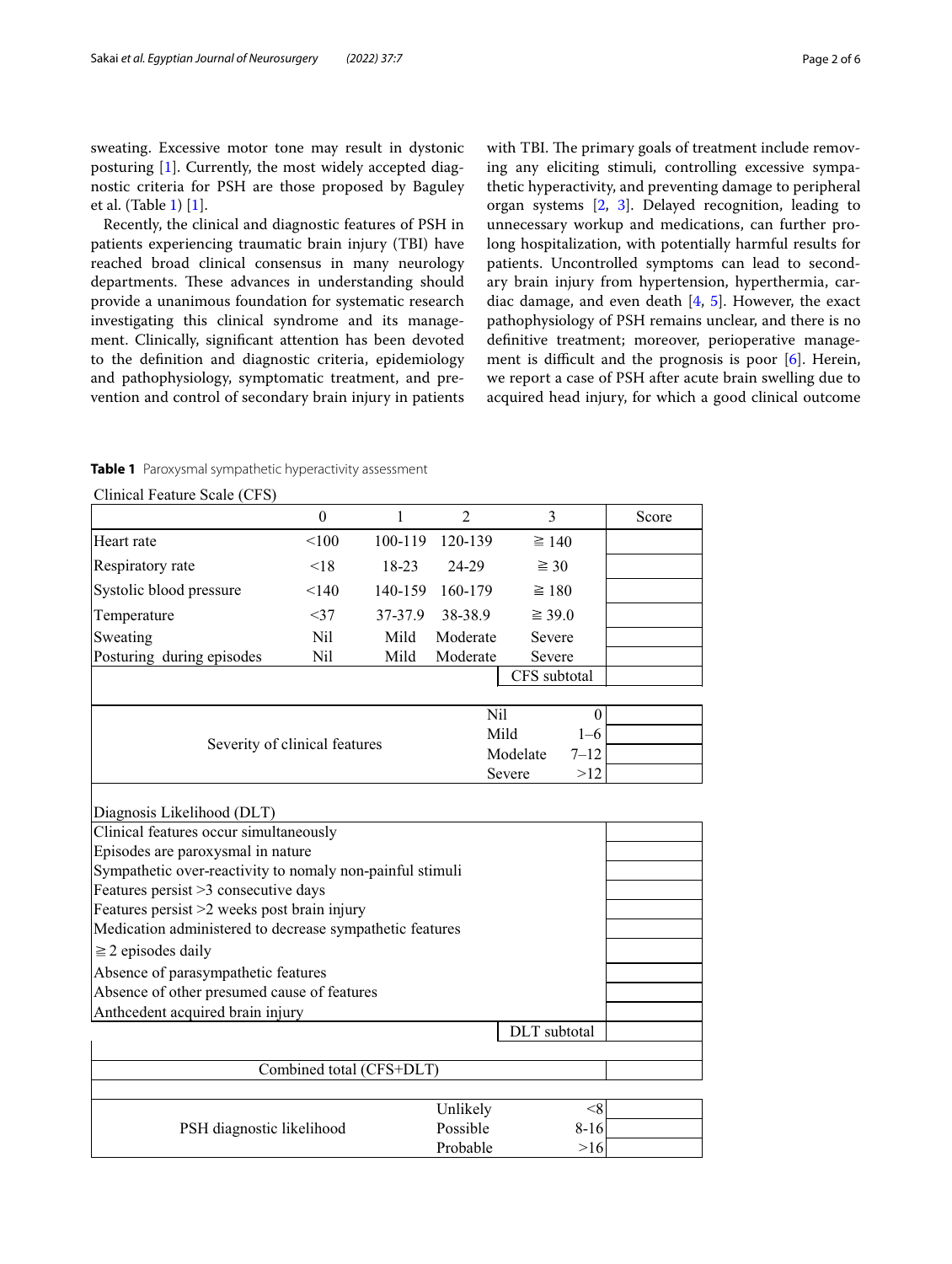sweating. Excessive motor tone may result in dystonic posturing [1]. Currently, the most widely accepted diagnostic criteria for PSH are those proposed by Baguley et al. (Table 1) [1].

Recently, the clinical and diagnostic features of PSH in patients experiencing traumatic brain injury (TBI) have reached broad clinical consensus in many neurology departments. These advances in understanding should provide a unanimous foundation for systematic research investigating this clinical syndrome and its management. Clinically, significant attention has been devoted to the definition and diagnostic criteria, epidemiology and pathophysiology, symptomatic treatment, and prevention and control of secondary brain injury in patients with TBI. The primary goals of treatment include removing any eliciting stimuli, controlling excessive sympathetic hyperactivity, and preventing damage to peripheral organ systems [2, 3]. Delayed recognition, leading to unnecessary workup and medications, can further prolong hospitalization, with potentially harmful results for patients. Uncontrolled symptoms can lead to secondary brain injury from hypertension, hyperthermia, cardiac damage, and even death [4, 5]. However, the exact pathophysiology of PSH remains unclear, and there is no definitive treatment; moreover, perioperative management is difficult and the prognosis is poor [6]. Herein, we report a case of PSH after acute brain swelling due to acquired head injury, for which a good clinical outcome

**Table 1** Paroxysmal sympathetic hyperactivity assessment

Clinical Feature Scale (CFS)

| | 0 | 1 | 2 | 3 | Score |
|---|---|---|---|---|---|
| Heart rate | <100 | 100-119 | 120-139 | ≧ 140 | |
| Respiratory rate | <18 | 18-23 | 24-29 | ≧ 30 | |
| Systolic blood pressure | <140 | 140-159 | 160-179 | ≧ 180 | |
| Temperature | <37 | 37-37.9 | 38-38.9 | ≧ 39.0 | |
| Sweating | Nil | Mild | Moderate | Severe | |
| Posturing during episodes | Nil | Mild | Moderate | Severe | |
| | | | | CFS subtotal | |

| Severity of clinical features | | | |
|---|---|---|---|
| | Nil | 0 | |
| | Mild | 1–6 | |
| | Modelate | 7–12 | |
| | Severe | >12 | |

Diagnosis Likelihood (DLT)

| | |
|---|---|
| Clinical features occur simultaneously | |
| Episodes are paroxysmal in nature | |
| Sympathetic over-reactivity to nomaly non-painful stimuli | |
| Features persist >3 consecutive days | |
| Features persist >2 weeks post brain injury | |
| Medication administered to decrease sympathetic features | |
| ≧ 2 episodes daily | |
| Absence of parasympathetic features | |
| Absence of other presumed cause of features | |
| Anthcedent acquired brain injury | |
| DLT subtotal | |
| Combined total (CFS+DLT) | |

| PSH diagnostic likelihood | | | |
|---|---|---|---|
| | Unlikely | <8 | |
| | Possible | 8-16 | |
| | Probable | >16 | |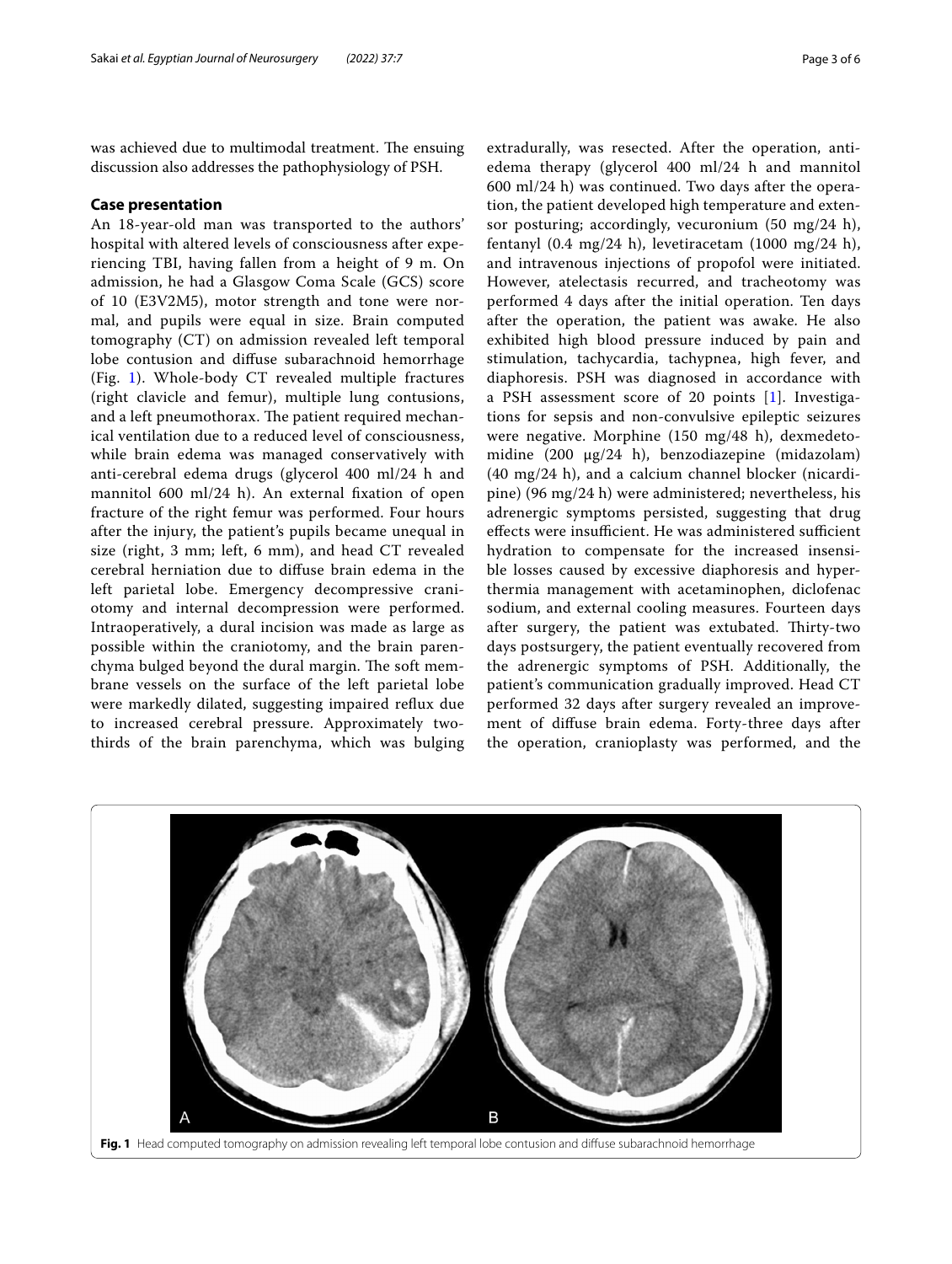was achieved due to multimodal treatment. The ensuing discussion also addresses the pathophysiology of PSH.

## Case presentation

An 18-year-old man was transported to the authors' hospital with altered levels of consciousness after experiencing TBI, having fallen from a height of 9 m. On admission, he had a Glasgow Coma Scale (GCS) score of 10 (E3V2M5), motor strength and tone were normal, and pupils were equal in size. Brain computed tomography (CT) on admission revealed left temporal lobe contusion and diffuse subarachnoid hemorrhage (Fig. 1). Whole-body CT revealed multiple fractures (right clavicle and femur), multiple lung contusions, and a left pneumothorax. The patient required mechanical ventilation due to a reduced level of consciousness, while brain edema was managed conservatively with anti-cerebral edema drugs (glycerol 400 ml/24 h and mannitol 600 ml/24 h). An external fixation of open fracture of the right femur was performed. Four hours after the injury, the patient's pupils became unequal in size (right, 3 mm; left, 6 mm), and head CT revealed cerebral herniation due to diffuse brain edema in the left parietal lobe. Emergency decompressive craniotomy and internal decompression were performed. Intraoperatively, a dural incision was made as large as possible within the craniotomy, and the brain parenchyma bulged beyond the dural margin. The soft membrane vessels on the surface of the left parietal lobe were markedly dilated, suggesting impaired reflux due to increased cerebral pressure. Approximately two-thirds of the brain parenchyma, which was bulging extradurally, was resected. After the operation, anti-edema therapy (glycerol 400 ml/24 h and mannitol 600 ml/24 h) was continued. Two days after the operation, the patient developed high temperature and extensor posturing; accordingly, vecuronium (50 mg/24 h), fentanyl (0.4 mg/24 h), levetiracetam (1000 mg/24 h), and intravenous injections of propofol were initiated. However, atelectasis recurred, and tracheotomy was performed 4 days after the initial operation. Ten days after the operation, the patient was awake. He also exhibited high blood pressure induced by pain and stimulation, tachycardia, tachypnea, high fever, and diaphoresis. PSH was diagnosed in accordance with a PSH assessment score of 20 points [1]. Investigations for sepsis and non-convulsive epileptic seizures were negative. Morphine (150 mg/48 h), dexmedetomidine (200 μg/24 h), benzodiazepine (midazolam) (40 mg/24 h), and a calcium channel blocker (nicardipine) (96 mg/24 h) were administered; nevertheless, his adrenergic symptoms persisted, suggesting that drug effects were insufficient. He was administered sufficient hydration to compensate for the increased insensible losses caused by excessive diaphoresis and hyperthermia management with acetaminophen, diclofenac sodium, and external cooling measures. Fourteen days after surgery, the patient was extubated. Thirty-two days postsurgery, the patient eventually recovered from the adrenergic symptoms of PSH. Additionally, the patient's communication gradually improved. Head CT performed 32 days after surgery revealed an improvement of diffuse brain edema. Forty-three days after the operation, cranioplasty was performed, and the

**Fig. 1** Head computed tomography on admission revealing left temporal lobe contusion and diffuse subarachnoid hemorrhage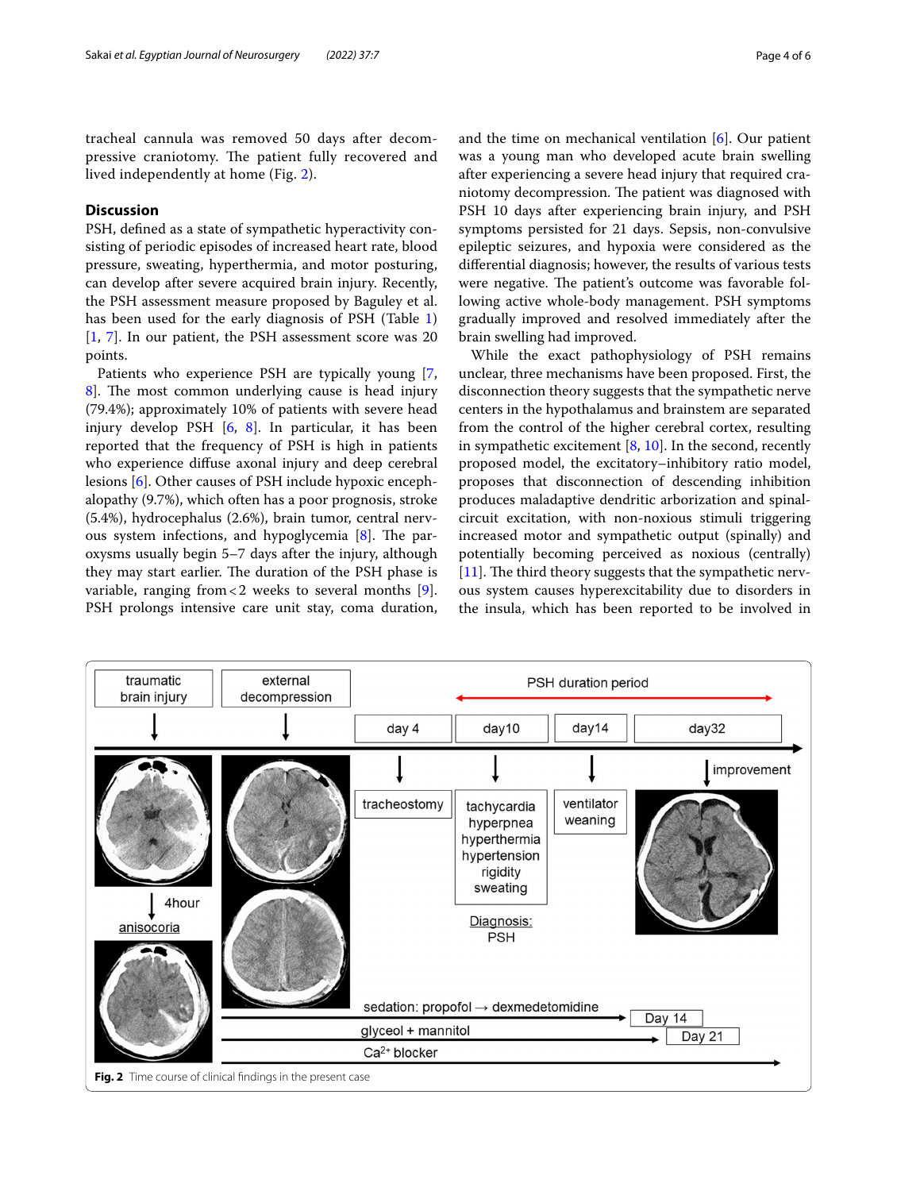tracheal cannula was removed 50 days after decompressive craniotomy. The patient fully recovered and lived independently at home (Fig. 2).

## Discussion

PSH, defined as a state of sympathetic hyperactivity consisting of periodic episodes of increased heart rate, blood pressure, sweating, hyperthermia, and motor posturing, can develop after severe acquired brain injury. Recently, the PSH assessment measure proposed by Baguley et al. has been used for the early diagnosis of PSH (Table 1) [1, 7]. In our patient, the PSH assessment score was 20 points.

Patients who experience PSH are typically young [7, 8]. The most common underlying cause is head injury (79.4%); approximately 10% of patients with severe head injury develop PSH [6, 8]. In particular, it has been reported that the frequency of PSH is high in patients who experience diffuse axonal injury and deep cerebral lesions [6]. Other causes of PSH include hypoxic encephalopathy (9.7%), which often has a poor prognosis, stroke (5.4%), hydrocephalus (2.6%), brain tumor, central nervous system infections, and hypoglycemia [8]. The paroxysms usually begin 5–7 days after the injury, although they may start earlier. The duration of the PSH phase is variable, ranging from < 2 weeks to several months [9]. PSH prolongs intensive care unit stay, coma duration, and the time on mechanical ventilation [6]. Our patient was a young man who developed acute brain swelling after experiencing a severe head injury that required craniotomy decompression. The patient was diagnosed with PSH 10 days after experiencing brain injury, and PSH symptoms persisted for 21 days. Sepsis, non-convulsive epileptic seizures, and hypoxia were considered as the differential diagnosis; however, the results of various tests were negative. The patient's outcome was favorable following active whole-body management. PSH symptoms gradually improved and resolved immediately after the brain swelling had improved.

While the exact pathophysiology of PSH remains unclear, three mechanisms have been proposed. First, the disconnection theory suggests that the sympathetic nerve centers in the hypothalamus and brainstem are separated from the control of the higher cerebral cortex, resulting in sympathetic excitement [8, 10]. In the second, recently proposed model, the excitatory–inhibitory ratio model, proposes that disconnection of descending inhibition produces maladaptive dendritic arborization and spinal-circuit excitation, with non-noxious stimuli triggering increased motor and sympathetic output (spinally) and potentially becoming perceived as noxious (centrally) [11]. The third theory suggests that the sympathetic nervous system causes hyperexcitability due to disorders in the insula, which has been reported to be involved in

**Fig. 2** Time course of clinical findings in the present case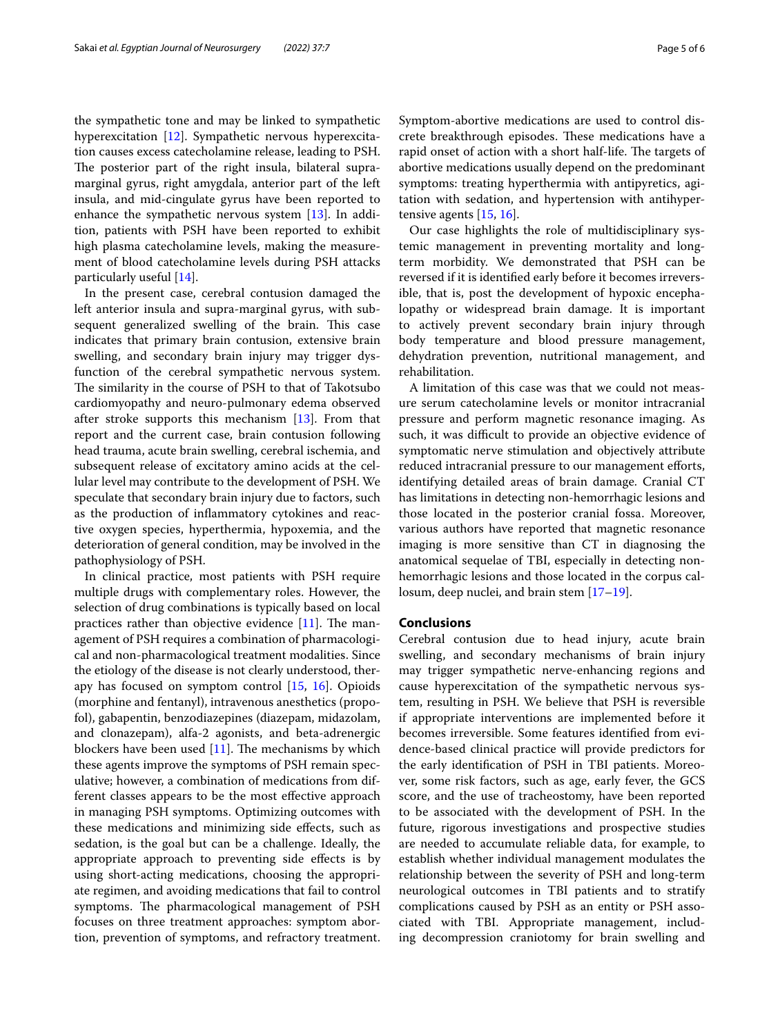the sympathetic tone and may be linked to sympathetic hyperexcitation [12]. Sympathetic nervous hyperexcitation causes excess catecholamine release, leading to PSH. The posterior part of the right insula, bilateral supramarginal gyrus, right amygdala, anterior part of the left insula, and mid-cingulate gyrus have been reported to enhance the sympathetic nervous system [13]. In addition, patients with PSH have been reported to exhibit high plasma catecholamine levels, making the measurement of blood catecholamine levels during PSH attacks particularly useful [14].

In the present case, cerebral contusion damaged the left anterior insula and supra-marginal gyrus, with subsequent generalized swelling of the brain. This case indicates that primary brain contusion, extensive brain swelling, and secondary brain injury may trigger dysfunction of the cerebral sympathetic nervous system. The similarity in the course of PSH to that of Takotsubo cardiomyopathy and neuro-pulmonary edema observed after stroke supports this mechanism [13]. From that report and the current case, brain contusion following head trauma, acute brain swelling, cerebral ischemia, and subsequent release of excitatory amino acids at the cellular level may contribute to the development of PSH. We speculate that secondary brain injury due to factors, such as the production of inflammatory cytokines and reactive oxygen species, hyperthermia, hypoxemia, and the deterioration of general condition, may be involved in the pathophysiology of PSH.

In clinical practice, most patients with PSH require multiple drugs with complementary roles. However, the selection of drug combinations is typically based on local practices rather than objective evidence [11]. The management of PSH requires a combination of pharmacological and non-pharmacological treatment modalities. Since the etiology of the disease is not clearly understood, therapy has focused on symptom control [15, 16]. Opioids (morphine and fentanyl), intravenous anesthetics (propofol), gabapentin, benzodiazepines (diazepam, midazolam, and clonazepam), alfa-2 agonists, and beta-adrenergic blockers have been used [11]. The mechanisms by which these agents improve the symptoms of PSH remain speculative; however, a combination of medications from different classes appears to be the most effective approach in managing PSH symptoms. Optimizing outcomes with these medications and minimizing side effects, such as sedation, is the goal but can be a challenge. Ideally, the appropriate approach to preventing side effects is by using short-acting medications, choosing the appropriate regimen, and avoiding medications that fail to control symptoms. The pharmacological management of PSH focuses on three treatment approaches: symptom abortion, prevention of symptoms, and refractory treatment. Symptom-abortive medications are used to control discrete breakthrough episodes. These medications have a rapid onset of action with a short half-life. The targets of abortive medications usually depend on the predominant symptoms: treating hyperthermia with antipyretics, agitation with sedation, and hypertension with antihypertensive agents [15, 16].

Our case highlights the role of multidisciplinary systemic management in preventing mortality and long-term morbidity. We demonstrated that PSH can be reversed if it is identified early before it becomes irreversible, that is, post the development of hypoxic encephalopathy or widespread brain damage. It is important to actively prevent secondary brain injury through body temperature and blood pressure management, dehydration prevention, nutritional management, and rehabilitation.

A limitation of this case was that we could not measure serum catecholamine levels or monitor intracranial pressure and perform magnetic resonance imaging. As such, it was difficult to provide an objective evidence of symptomatic nerve stimulation and objectively attribute reduced intracranial pressure to our management efforts, identifying detailed areas of brain damage. Cranial CT has limitations in detecting non-hemorrhagic lesions and those located in the posterior cranial fossa. Moreover, various authors have reported that magnetic resonance imaging is more sensitive than CT in diagnosing the anatomical sequelae of TBI, especially in detecting non-hemorrhagic lesions and those located in the corpus callosum, deep nuclei, and brain stem [17–19].

## Conclusions

Cerebral contusion due to head injury, acute brain swelling, and secondary mechanisms of brain injury may trigger sympathetic nerve-enhancing regions and cause hyperexcitation of the sympathetic nervous system, resulting in PSH. We believe that PSH is reversible if appropriate interventions are implemented before it becomes irreversible. Some features identified from evidence-based clinical practice will provide predictors for the early identification of PSH in TBI patients. Moreover, some risk factors, such as age, early fever, the GCS score, and the use of tracheostomy, have been reported to be associated with the development of PSH. In the future, rigorous investigations and prospective studies are needed to accumulate reliable data, for example, to establish whether individual management modulates the relationship between the severity of PSH and long-term neurological outcomes in TBI patients and to stratify complications caused by PSH as an entity or PSH associated with TBI. Appropriate management, including decompression craniotomy for brain swelling and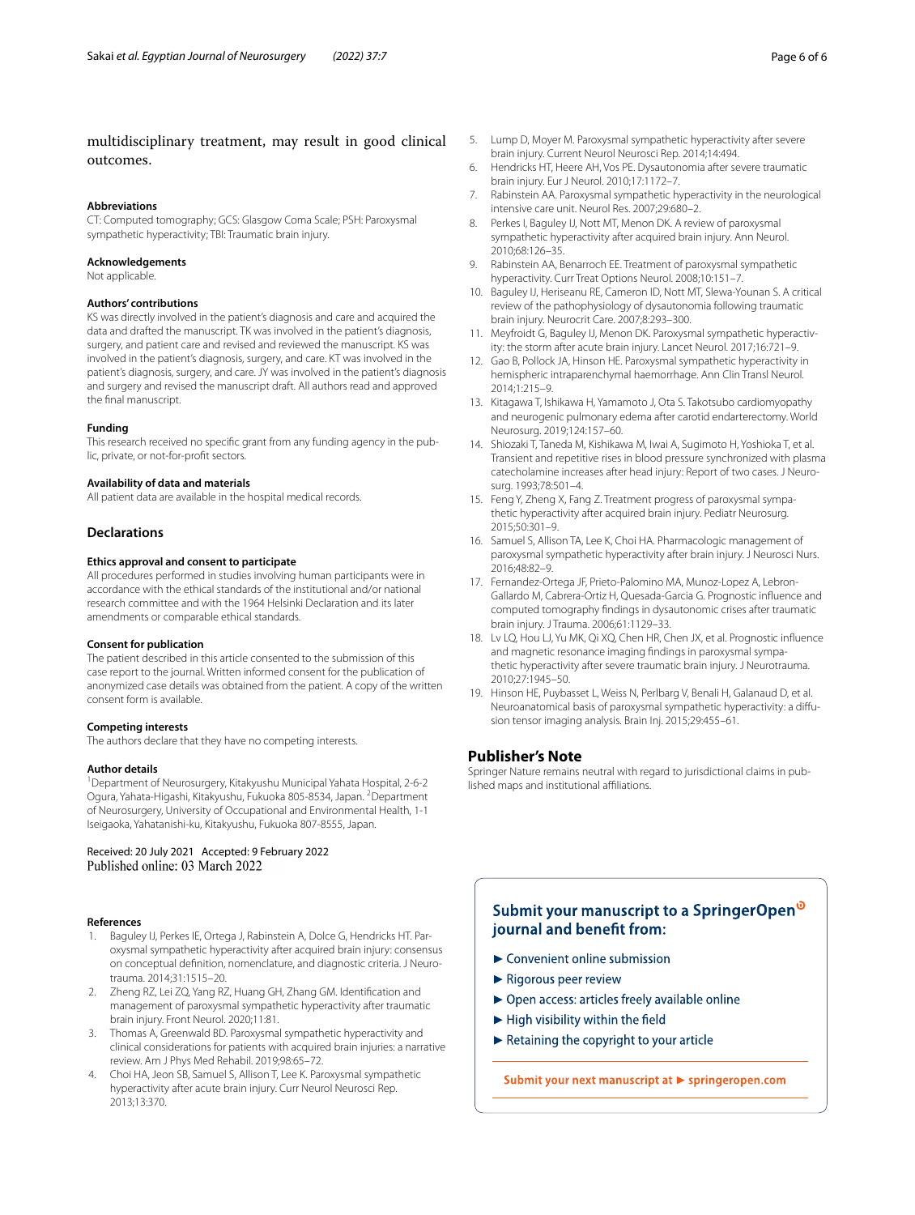multidisciplinary treatment, may result in good clinical outcomes.

### Abbreviations

CT: Computed tomography; GCS: Glasgow Coma Scale; PSH: Paroxysmal sympathetic hyperactivity; TBI: Traumatic brain injury.

### Acknowledgements

Not applicable.

### Authors' contributions

KS was directly involved in the patient's diagnosis and care and acquired the data and drafted the manuscript. TK was involved in the patient's diagnosis, surgery, and patient care and revised and reviewed the manuscript. KS was involved in the patient's diagnosis, surgery, and care. KT was involved in the patient's diagnosis, surgery, and care. JY was involved in the patient's diagnosis and surgery and revised the manuscript draft. All authors read and approved the final manuscript.

### Funding

This research received no specific grant from any funding agency in the public, private, or not-for-profit sectors.

### Availability of data and materials

All patient data are available in the hospital medical records.

## Declarations

### Ethics approval and consent to participate

All procedures performed in studies involving human participants were in accordance with the ethical standards of the institutional and/or national research committee and with the 1964 Helsinki Declaration and its later amendments or comparable ethical standards.

### Consent for publication

The patient described in this article consented to the submission of this case report to the journal. Written informed consent for the publication of anonymized case details was obtained from the patient. A copy of the written consent form is available.

### Competing interests

The authors declare that they have no competing interests.

### Author details

[1]Department of Neurosurgery, Kitakyushu Municipal Yahata Hospital, 2-6-2 Ogura, Yahata-Higashi, Kitakyushu, Fukuoka 805-8534, Japan. [2]Department of Neurosurgery, University of Occupational and Environmental Health, 1-1 Iseigaoka, Yahatanishi-ku, Kitakyushu, Fukuoka 807-8555, Japan.

Received: 20 July 2021 Accepted: 9 February 2022
Published online: 03 March 2022

### References

1. Baguley IJ, Perkes IE, Ortega J, Rabinstein A, Dolce G, Hendricks HT. Paroxysmal sympathetic hyperactivity after acquired brain injury: consensus on conceptual definition, nomenclature, and diagnostic criteria. J Neurotrauma. 2014;31:1515–20.
2. Zheng RZ, Lei ZQ, Yang RZ, Huang GH, Zhang GM. Identification and management of paroxysmal sympathetic hyperactivity after traumatic brain injury. Front Neurol. 2020;11:81.
3. Thomas A, Greenwald BD. Paroxysmal sympathetic hyperactivity and clinical considerations for patients with acquired brain injuries: a narrative review. Am J Phys Med Rehabil. 2019;98:65–72.
4. Choi HA, Jeon SB, Samuel S, Allison T, Lee K. Paroxysmal sympathetic hyperactivity after acute brain injury. Curr Neurol Neurosci Rep. 2013;13:370.
5. Lump D, Moyer M. Paroxysmal sympathetic hyperactivity after severe brain injury. Current Neurol Neurosci Rep. 2014;14:494.
6. Hendricks HT, Heere AH, Vos PE. Dysautonomia after severe traumatic brain injury. Eur J Neurol. 2010;17:1172–7.
7. Rabinstein AA. Paroxysmal sympathetic hyperactivity in the neurological intensive care unit. Neurol Res. 2007;29:680–2.
8. Perkes I, Baguley IJ, Nott MT, Menon DK. A review of paroxysmal sympathetic hyperactivity after acquired brain injury. Ann Neurol. 2010;68:126–35.
9. Rabinstein AA, Benarroch EE. Treatment of paroxysmal sympathetic hyperactivity. Curr Treat Options Neurol. 2008;10:151–7.
10. Baguley IJ, Heriseanu RE, Cameron ID, Nott MT, Slewa-Younan S. A critical review of the pathophysiology of dysautonomia following traumatic brain injury. Neurocrit Care. 2007;8:293–300.
11. Meyfroidt G, Baguley IJ, Menon DK. Paroxysmal sympathetic hyperactivity: the storm after acute brain injury. Lancet Neurol. 2017;16:721–9.
12. Gao B, Pollock JA, Hinson HE. Paroxysmal sympathetic hyperactivity in hemispheric intraparenchymal haemorrhage. Ann Clin Transl Neurol. 2014;1:215–9.
13. Kitagawa T, Ishikawa H, Yamamoto J, Ota S. Takotsubo cardiomyopathy and neurogenic pulmonary edema after carotid endarterectomy. World Neurosurg. 2019;124:157–60.
14. Shiozaki T, Taneda M, Kishikawa M, Iwai A, Sugimoto H, Yoshioka T, et al. Transient and repetitive rises in blood pressure synchronized with plasma catecholamine increases after head injury: Report of two cases. J Neurosurg. 1993;78:501–4.
15. Feng Y, Zheng X, Fang Z. Treatment progress of paroxysmal sympathetic hyperactivity after acquired brain injury. Pediatr Neurosurg. 2015;50:301–9.
16. Samuel S, Allison TA, Lee K, Choi HA. Pharmacologic management of paroxysmal sympathetic hyperactivity after brain injury. J Neurosci Nurs. 2016;48:82–9.
17. Fernandez-Ortega JF, Prieto-Palomino MA, Munoz-Lopez A, Lebron-Gallardo M, Cabrera-Ortiz H, Quesada-Garcia G. Prognostic influence and computed tomography findings in dysautonomic crises after traumatic brain injury. J Trauma. 2006;61:1129–33.
18. Lv LQ, Hou LJ, Yu MK, Qi XQ, Chen HR, Chen JX, et al. Prognostic influence and magnetic resonance imaging findings in paroxysmal sympathetic hyperactivity after severe traumatic brain injury. J Neurotrauma. 2010;27:1945–50.
19. Hinson HE, Puybasset L, Weiss N, Perlbarg V, Benali H, Galanaud D, et al. Neuroanatomical basis of paroxysmal sympathetic hyperactivity: a diffusion tensor imaging analysis. Brain Inj. 2015;29:455–61.

## Publisher's Note

Springer Nature remains neutral with regard to jurisdictional claims in published maps and institutional affiliations.

**Submit your manuscript to a SpringerOpen journal and benefit from:**

- ► Convenient online submission
- ► Rigorous peer review
- ► Open access: articles freely available online
- ► High visibility within the field
- ► Retaining the copyright to your article

**Submit your next manuscript at ► springeropen.com**